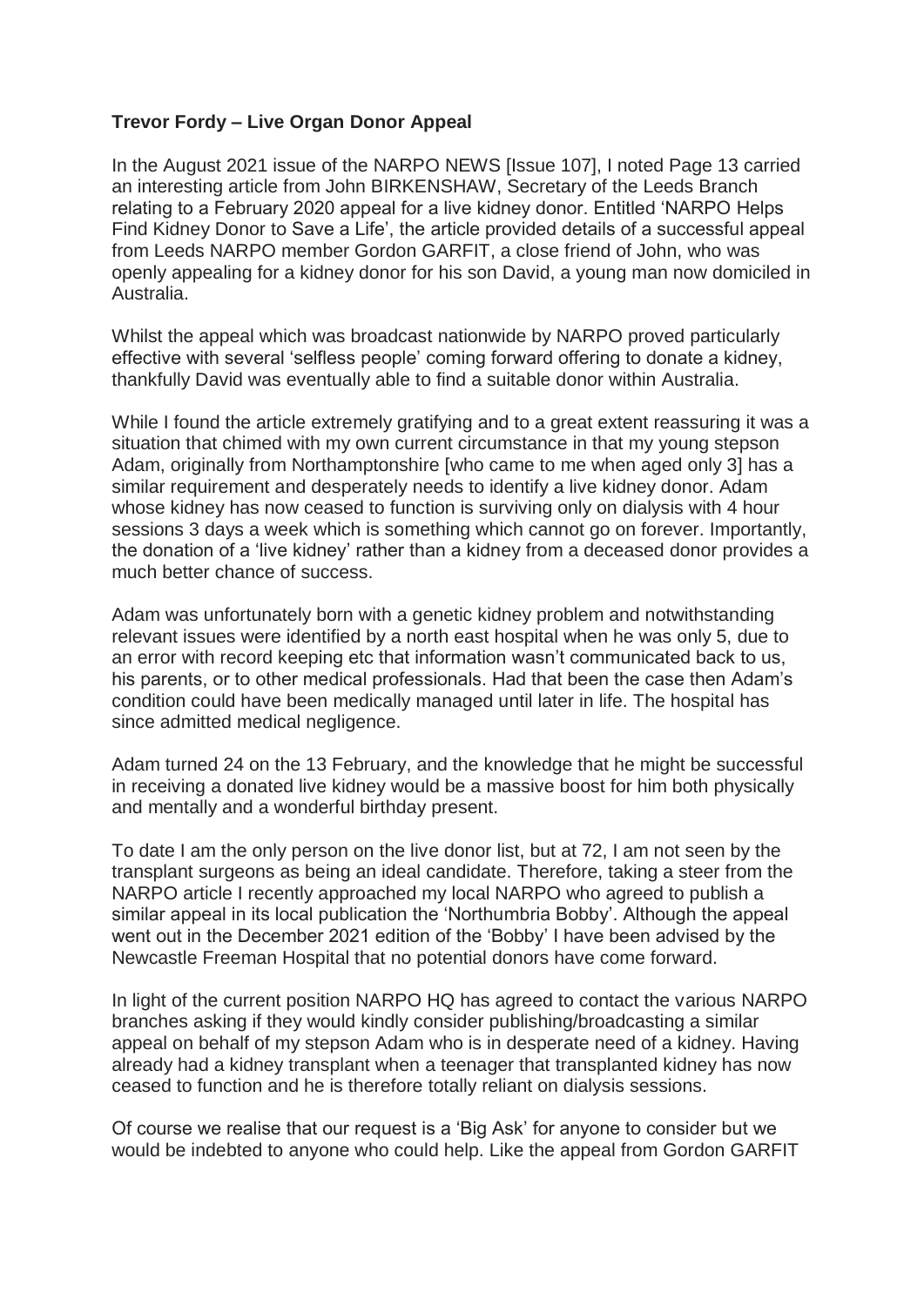**Trevor Fordy – Live Organ Donor Appeal**

In the August 2021 issue of the NARPO NEWS [Issue 107], I noted Page 13 carried an interesting article from John BIRKENSHAW, Secretary of the Leeds Branch relating to a February 2020 appeal for a live kidney donor. Entitled 'NARPO Helps Find Kidney Donor to Save a Life', the article provided details of a successful appeal from Leeds NARPO member Gordon GARFIT, a close friend of John, who was openly appealing for a kidney donor for his son David, a young man now domiciled in Australia.

Whilst the appeal which was broadcast nationwide by NARPO proved particularly effective with several 'selfless people' coming forward offering to donate a kidney, thankfully David was eventually able to find a suitable donor within Australia.

While I found the article extremely gratifying and to a great extent reassuring it was a situation that chimed with my own current circumstance in that my young stepson Adam, originally from Northamptonshire [who came to me when aged only 3] has a similar requirement and desperately needs to identify a live kidney donor. Adam whose kidney has now ceased to function is surviving only on dialysis with 4 hour sessions 3 days a week which is something which cannot go on forever. Importantly, the donation of a 'live kidney' rather than a kidney from a deceased donor provides a much better chance of success.

Adam was unfortunately born with a genetic kidney problem and notwithstanding relevant issues were identified by a north east hospital when he was only 5, due to an error with record keeping etc that information wasn't communicated back to us, his parents, or to other medical professionals. Had that been the case then Adam's condition could have been medically managed until later in life. The hospital has since admitted medical negligence.

Adam turned 24 on the 13 February, and the knowledge that he might be successful in receiving a donated live kidney would be a massive boost for him both physically and mentally and a wonderful birthday present.

To date I am the only person on the live donor list, but at 72, I am not seen by the transplant surgeons as being an ideal candidate. Therefore, taking a steer from the NARPO article I recently approached my local NARPO who agreed to publish a similar appeal in its local publication the 'Northumbria Bobby'. Although the appeal went out in the December 2021 edition of the 'Bobby' I have been advised by the Newcastle Freeman Hospital that no potential donors have come forward.

In light of the current position NARPO HQ has agreed to contact the various NARPO branches asking if they would kindly consider publishing/broadcasting a similar appeal on behalf of my stepson Adam who is in desperate need of a kidney. Having already had a kidney transplant when a teenager that transplanted kidney has now ceased to function and he is therefore totally reliant on dialysis sessions.

Of course we realise that our request is a 'Big Ask' for anyone to consider but we would be indebted to anyone who could help. Like the appeal from Gordon GARFIT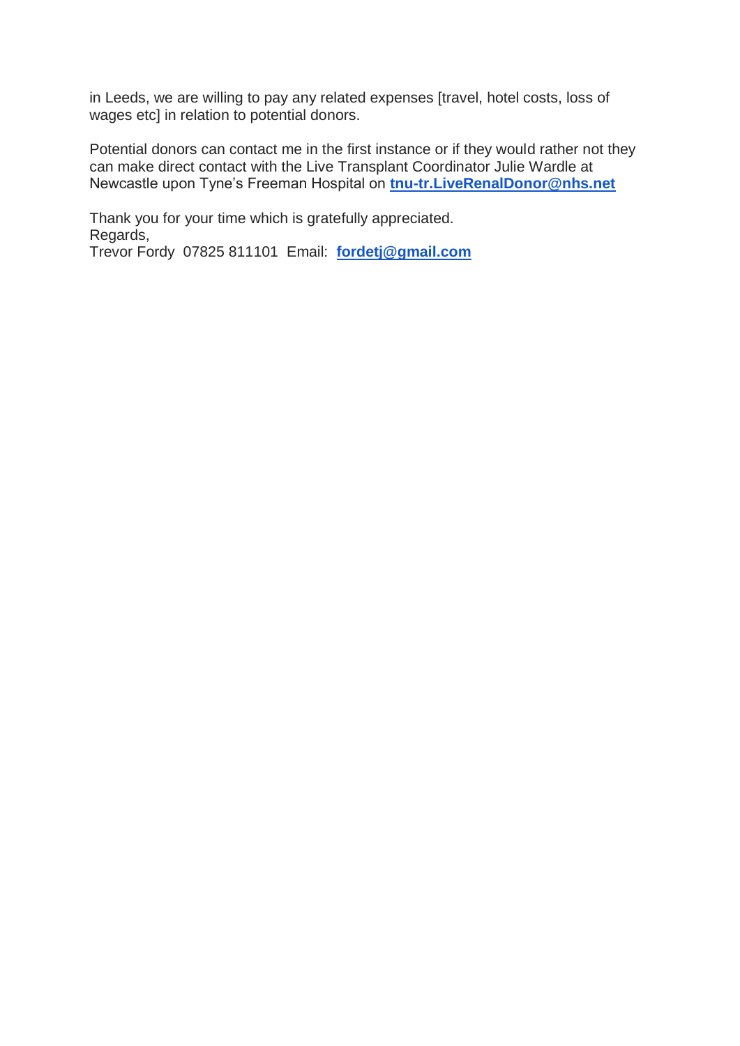in Leeds, we are willing to pay any related expenses [travel, hotel costs, loss of wages etc] in relation to potential donors.

Potential donors can contact me in the first instance or if they would rather not they can make direct contact with the Live Transplant Coordinator Julie Wardle at Newcastle upon Tyne's Freeman Hospital on **tnu-tr.LiveRenalDonor@nhs.net**

Thank you for your time which is gratefully appreciated.
Regards,
Trevor Fordy 07825 811101 Email: **fordetj@gmail.com**